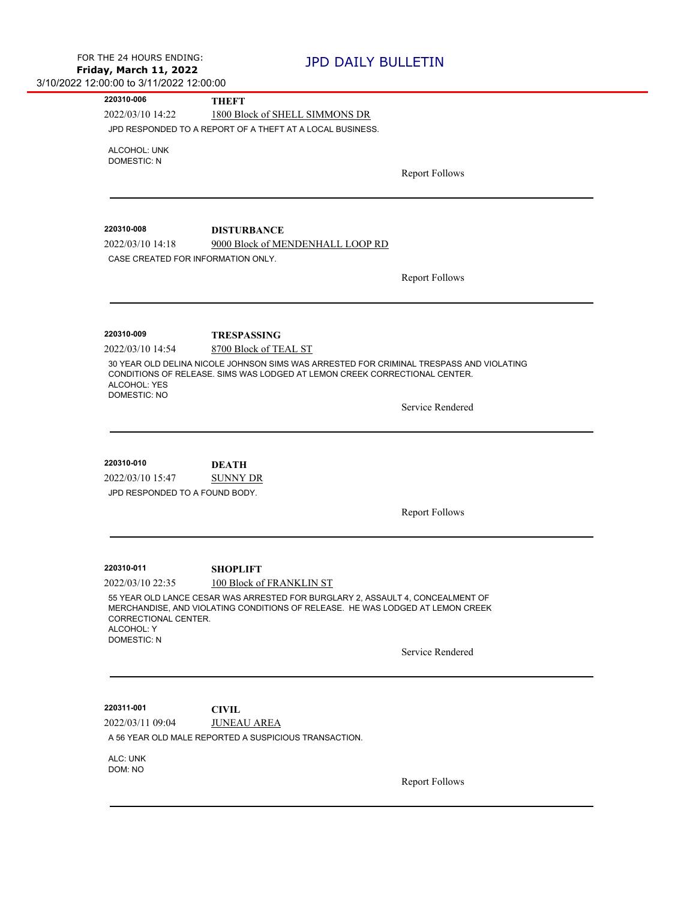FOR THE 24 HOURS ENDING:
**Friday, March 11, 2022**
3/10/2022 12:00:00 to 3/11/2022 12:00:00

# JPD DAILY BULLETIN

---

**220310-006** **THEFT**

2022/03/10 14:22 1800 Block of SHELL SIMMONS DR

JPD RESPONDED TO A REPORT OF A THEFT AT A LOCAL BUSINESS.

ALCOHOL: UNK
DOMESTIC: N

Report Follows

---

**220310-008** **DISTURBANCE**

2022/03/10 14:18 9000 Block of MENDENHALL LOOP RD

CASE CREATED FOR INFORMATION ONLY.

Report Follows

---

**220310-009** **TRESPASSING**

2022/03/10 14:54 8700 Block of TEAL ST

30 YEAR OLD DELINA NICOLE JOHNSON SIMS WAS ARRESTED FOR CRIMINAL TRESPASS AND VIOLATING CONDITIONS OF RELEASE. SIMS WAS LODGED AT LEMON CREEK CORRECTIONAL CENTER.
ALCOHOL: YES
DOMESTIC: NO

Service Rendered

---

**220310-010** **DEATH**

2022/03/10 15:47 SUNNY DR

JPD RESPONDED TO A FOUND BODY.

Report Follows

---

**220310-011** **SHOPLIFT**

2022/03/10 22:35 100 Block of FRANKLIN ST

55 YEAR OLD LANCE CESAR WAS ARRESTED FOR BURGLARY 2, ASSAULT 4, CONCEALMENT OF MERCHANDISE, AND VIOLATING CONDITIONS OF RELEASE. HE WAS LODGED AT LEMON CREEK CORRECTIONAL CENTER.
ALCOHOL: Y
DOMESTIC: N

Service Rendered

---

**220311-001** **CIVIL**

2022/03/11 09:04 JUNEAU AREA

A 56 YEAR OLD MALE REPORTED A SUSPICIOUS TRANSACTION.

ALC: UNK
DOM: NO

Report Follows

---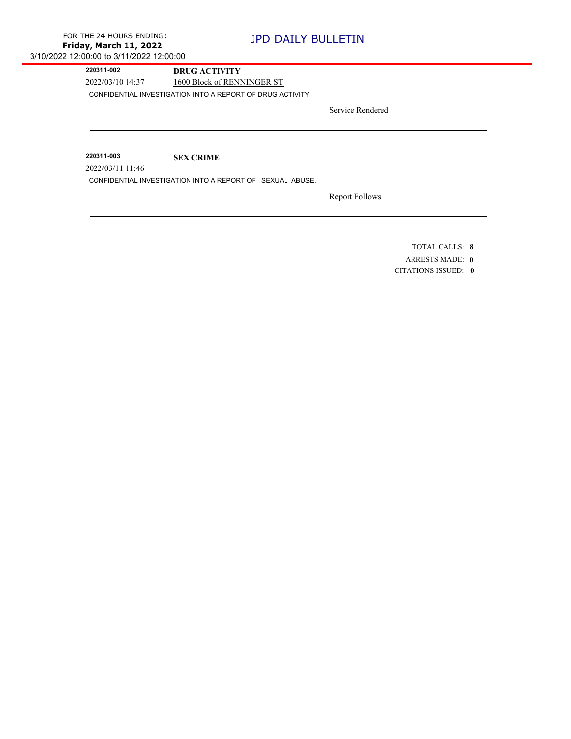FOR THE 24 HOURS ENDING:
**Friday, March 11, 2022**
3/10/2022 12:00:00 to 3/11/2022 12:00:00

# JPD DAILY BULLETIN

**220311-002** **DRUG ACTIVITY**
2022/03/10 14:37 1600 Block of RENNINGER ST
CONFIDENTIAL INVESTIGATION INTO A REPORT OF DRUG ACTIVITY

Service Rendered

---

**220311-003** **SEX CRIME**
2022/03/11 11:46
CONFIDENTIAL INVESTIGATION INTO A REPORT OF SEXUAL ABUSE.

Report Follows

---

TOTAL CALLS: **8**
ARRESTS MADE: **0**
CITATIONS ISSUED: **0**